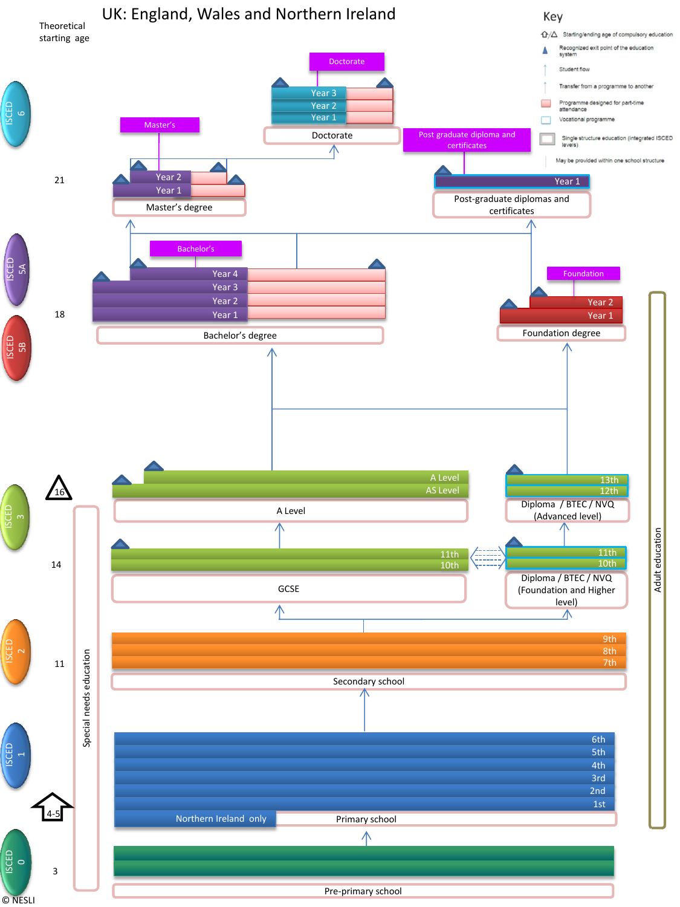# UK: England, Wales and Northern Ireland

Theoretical starting age

**Key**

- Starting/ending age of compulsory education
- Recognized exit point of the education system
- Student flow
- Transfer from a programme to another
- Programme designed for part-time attendance
- Vocational programme
- Single structure education (integrated ISCED levels)
- May be provided within one school structure

**ISCED 6**

- Doctorate: Year 1, Year 2, Year 3 — Doctorate

**21**

- Master's: Year 1, Year 2 — Master's degree
- Post graduate diploma and certificates: Year 1 — Post-graduate diplomas and certificates

**ISCED 5A**

**18**

- Bachelor's: Year 1, Year 2, Year 3, Year 4 — Bachelor's degree

**ISCED 5B**

- Foundation: Year 1, Year 2 — Foundation degree

**16** (ISCED 3)

- AS Level, A Level — A Level
- 12th, 13th — Diploma / BTEC / NVQ (Advanced level)

**14**

- 10th, 11th — GCSE
- 10th, 11th — Diploma / BTEC / NVQ (Foundation and Higher level)

**11** (ISCED 2)

- 7th, 8th, 9th — Secondary school

**4-5** (ISCED 1)

- Northern Ireland only, 1st, 2nd, 3rd, 4th, 5th, 6th — Primary school

**3** (ISCED 0)

- Pre-primary school

Special needs education

Adult education

© NESLI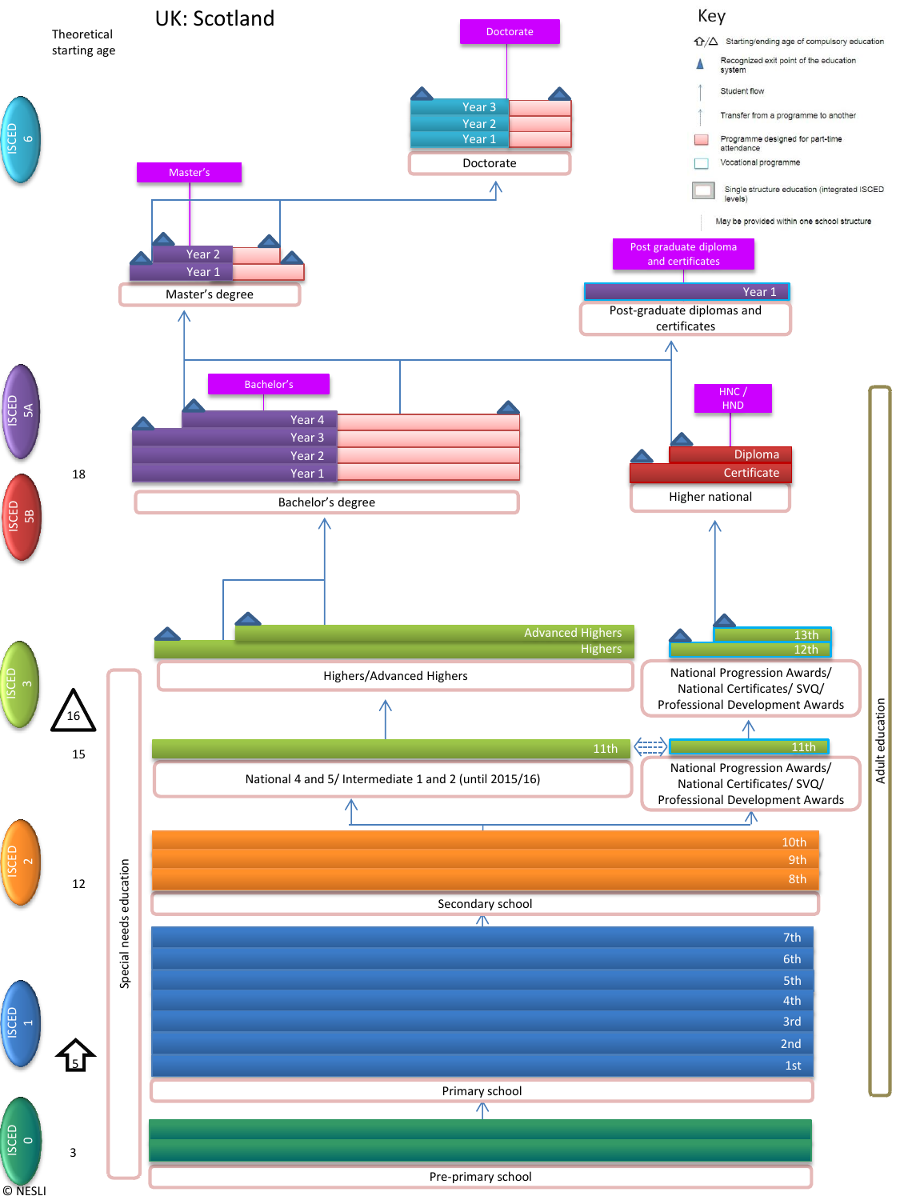# UK: Scotland

Theoretical starting age

Key

- Starting/ending age of compulsory education
- Recognized exit point of the education system
- Student flow
- Transfer from a programme to another
- Programme designed for part-time attendance
- Vocational programme
- Single structure education (integrated ISCED levels)
- May be provided within one school structure

ISCED 6

Doctorate

Year 3
Year 2
Year 1
Doctorate

Master's

Year 2
Year 1
Master's degree

Post graduate diploma and certificates

Year 1
Post-graduate diplomas and certificates

ISCED 5A

ISCED 5B

18

Bachelor's

Year 4
Year 3
Year 2
Year 1
Bachelor's degree

HNC / HND

Diploma
Certificate
Higher national

ISCED 3

16

15

Advanced Highers
Highers
Higher/Advanced Highers

13th
12th
National Progression Awards/ National Certificates/ SVQ/ Professional Development Awards

11th
National 4 and 5/ Intermediate 1 and 2 (until 2015/16)

11th
National Progression Awards/ National Certificates/ SVQ/ Professional Development Awards

ISCED 2

12

10th
9th
8th
Secondary school

ISCED 1

5

7th
6th
5th
4th
3rd
2nd
1st
Primary school

ISCED 0

3

Pre-primary school

Special needs education

Adult education

© NESLI